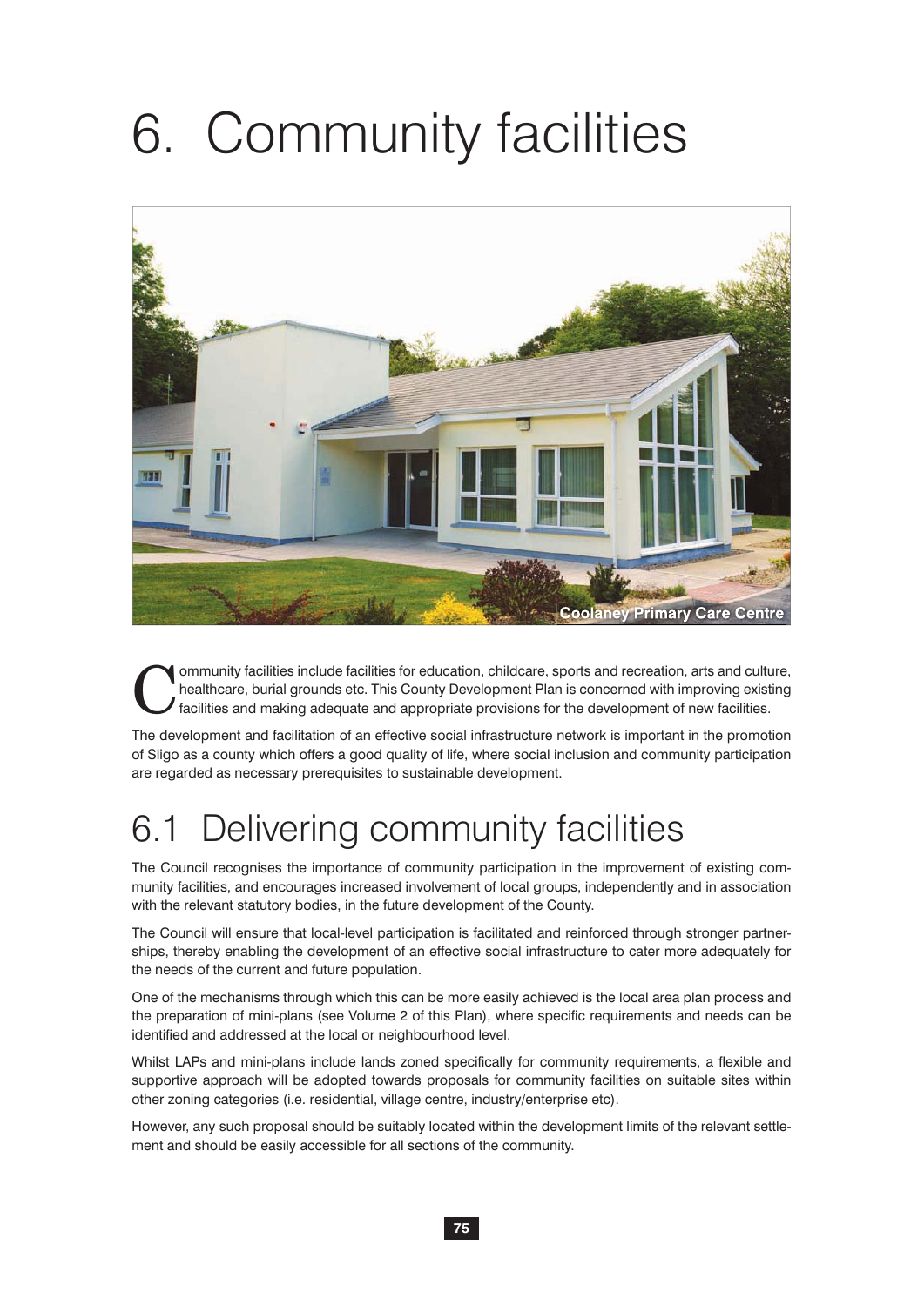# 6. Community facilities

Coolaney Primary Care Centre

Community facilities include facilities for education, childcare, sports and recreation, arts and culture, healthcare, burial grounds etc. This County Development Plan is concerned with improving existing facilities and making adequate and appropriate provisions for the development of new facilities.

The development and facilitation of an effective social infrastructure network is important in the promotion of Sligo as a county which offers a good quality of life, where social inclusion and community participation are regarded as necessary prerequisites to sustainable development.

## 6.1 Delivering community facilities

The Council recognises the importance of community participation in the improvement of existing community facilities, and encourages increased involvement of local groups, independently and in association with the relevant statutory bodies, in the future development of the County.

The Council will ensure that local-level participation is facilitated and reinforced through stronger partnerships, thereby enabling the development of an effective social infrastructure to cater more adequately for the needs of the current and future population.

One of the mechanisms through which this can be more easily achieved is the local area plan process and the preparation of mini-plans (see Volume 2 of this Plan), where specific requirements and needs can be identified and addressed at the local or neighbourhood level.

Whilst LAPs and mini-plans include lands zoned specifically for community requirements, a flexible and supportive approach will be adopted towards proposals for community facilities on suitable sites within other zoning categories (i.e. residential, village centre, industry/enterprise etc).

However, any such proposal should be suitably located within the development limits of the relevant settlement and should be easily accessible for all sections of the community.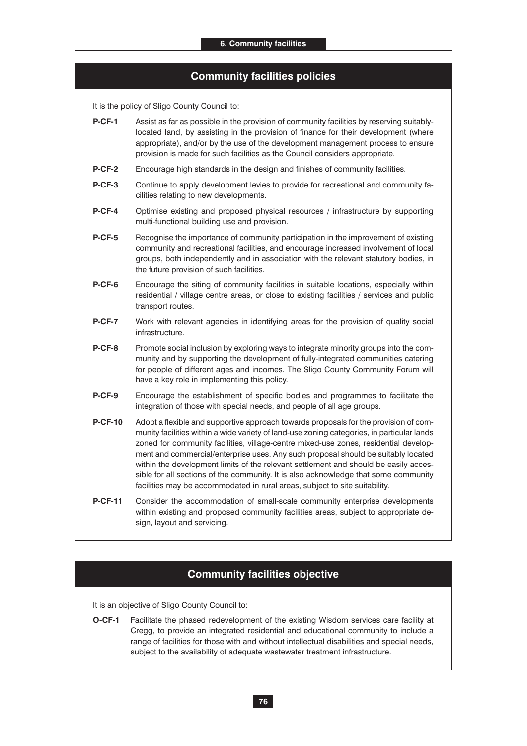## Community facilities policies

It is the policy of Sligo County Council to:

**P-CF-1** Assist as far as possible in the provision of community facilities by reserving suitably-located land, by assisting in the provision of finance for their development (where appropriate), and/or by the use of the development management process to ensure provision is made for such facilities as the Council considers appropriate.

**P-CF-2** Encourage high standards in the design and finishes of community facilities.

**P-CF-3** Continue to apply development levies to provide for recreational and community facilities relating to new developments.

**P-CF-4** Optimise existing and proposed physical resources / infrastructure by supporting multi-functional building use and provision.

**P-CF-5** Recognise the importance of community participation in the improvement of existing community and recreational facilities, and encourage increased involvement of local groups, both independently and in association with the relevant statutory bodies, in the future provision of such facilities.

**P-CF-6** Encourage the siting of community facilities in suitable locations, especially within residential / village centre areas, or close to existing facilities / services and public transport routes.

**P-CF-7** Work with relevant agencies in identifying areas for the provision of quality social infrastructure.

**P-CF-8** Promote social inclusion by exploring ways to integrate minority groups into the community and by supporting the development of fully-integrated communities catering for people of different ages and incomes. The Sligo County Community Forum will have a key role in implementing this policy.

**P-CF-9** Encourage the establishment of specific bodies and programmes to facilitate the integration of those with special needs, and people of all age groups.

**P-CF-10** Adopt a flexible and supportive approach towards proposals for the provision of community facilities within a wide variety of land-use zoning categories, in particular lands zoned for community facilities, village-centre mixed-use zones, residential development and commercial/enterprise uses. Any such proposal should be suitably located within the development limits of the relevant settlement and should be easily accessible for all sections of the community. It is also acknowledge that some community facilities may be accommodated in rural areas, subject to site suitability.

**P-CF-11** Consider the accommodation of small-scale community enterprise developments within existing and proposed community facilities areas, subject to appropriate design, layout and servicing.

## Community facilities objective

It is an objective of Sligo County Council to:

**O-CF-1** Facilitate the phased redevelopment of the existing Wisdom services care facility at Cregg, to provide an integrated residential and educational community to include a range of facilities for those with and without intellectual disabilities and special needs, subject to the availability of adequate wastewater treatment infrastructure.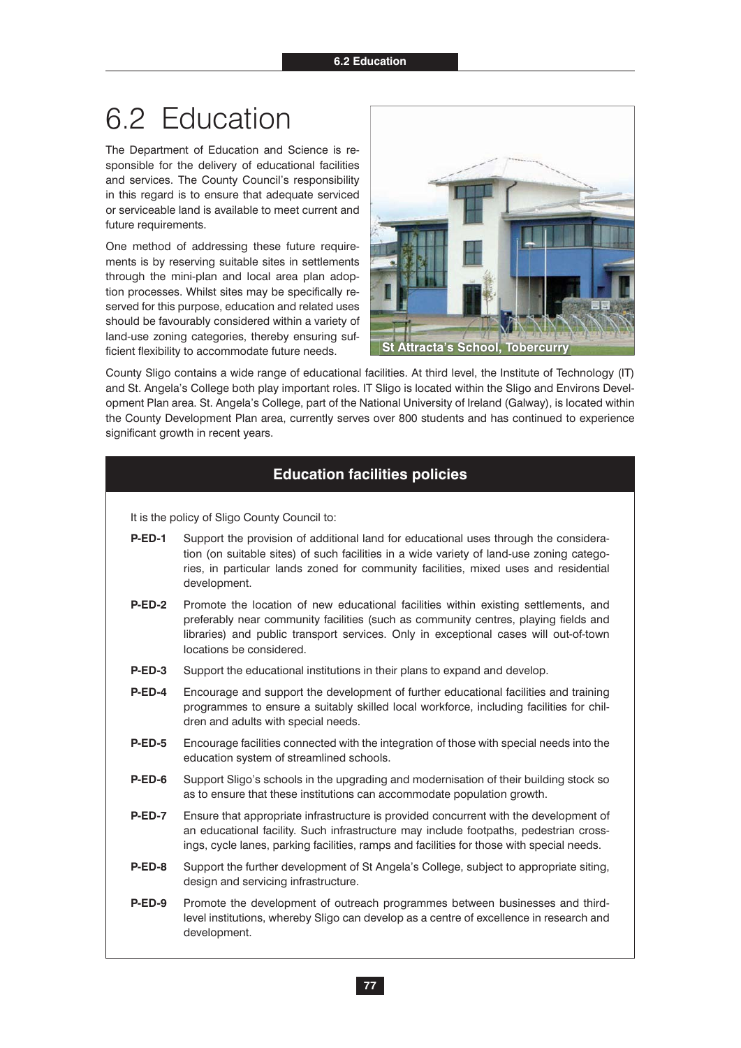# 6.2 Education

The Department of Education and Science is responsible for the delivery of educational facilities and services. The County Council's responsibility in this regard is to ensure that adequate serviced or serviceable land is available to meet current and future requirements.

One method of addressing these future requirements is by reserving suitable sites in settlements through the mini-plan and local area plan adoption processes. Whilst sites may be specifically reserved for this purpose, education and related uses should be favourably considered within a variety of land-use zoning categories, thereby ensuring sufficient flexibility to accommodate future needs.

St Attracta's School, Tobercurry

County Sligo contains a wide range of educational facilities. At third level, the Institute of Technology (IT) and St. Angela's College both play important roles. IT Sligo is located within the Sligo and Environs Development Plan area. St. Angela's College, part of the National University of Ireland (Galway), is located within the County Development Plan area, currently serves over 800 students and has continued to experience significant growth in recent years.

## Education facilities policies

It is the policy of Sligo County Council to:

**P-ED-1** Support the provision of additional land for educational uses through the consideration (on suitable sites) of such facilities in a wide variety of land-use zoning categories, in particular lands zoned for community facilities, mixed uses and residential development.

**P-ED-2** Promote the location of new educational facilities within existing settlements, and preferably near community facilities (such as community centres, playing fields and libraries) and public transport services. Only in exceptional cases will out-of-town locations be considered.

**P-ED-3** Support the educational institutions in their plans to expand and develop.

**P-ED-4** Encourage and support the development of further educational facilities and training programmes to ensure a suitably skilled local workforce, including facilities for children and adults with special needs.

**P-ED-5** Encourage facilities connected with the integration of those with special needs into the education system of streamlined schools.

**P-ED-6** Support Sligo's schools in the upgrading and modernisation of their building stock so as to ensure that these institutions can accommodate population growth.

**P-ED-7** Ensure that appropriate infrastructure is provided concurrent with the development of an educational facility. Such infrastructure may include footpaths, pedestrian crossings, cycle lanes, parking facilities, ramps and facilities for those with special needs.

**P-ED-8** Support the further development of St Angela's College, subject to appropriate siting, design and servicing infrastructure.

**P-ED-9** Promote the development of outreach programmes between businesses and third-level institutions, whereby Sligo can develop as a centre of excellence in research and development.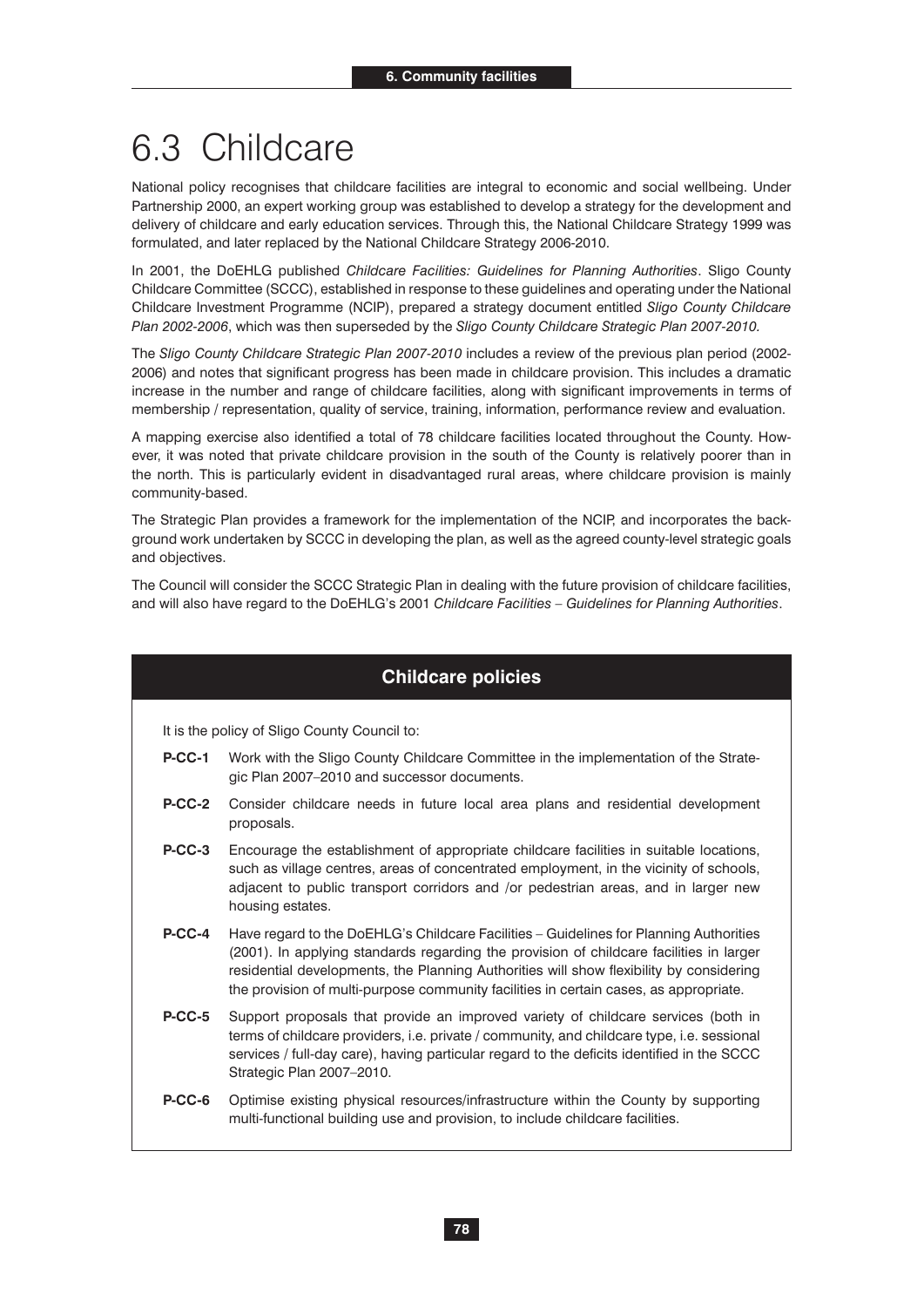# 6.3 Childcare

National policy recognises that childcare facilities are integral to economic and social wellbeing. Under Partnership 2000, an expert working group was established to develop a strategy for the development and delivery of childcare and early education services. Through this, the National Childcare Strategy 1999 was formulated, and later replaced by the National Childcare Strategy 2006-2010.

In 2001, the DoEHLG published *Childcare Facilities: Guidelines for Planning Authorities*. Sligo County Childcare Committee (SCCC), established in response to these guidelines and operating under the National Childcare Investment Programme (NCIP), prepared a strategy document entitled *Sligo County Childcare Plan 2002-2006*, which was then superseded by the *Sligo County Childcare Strategic Plan 2007-2010*.

The *Sligo County Childcare Strategic Plan 2007-2010* includes a review of the previous plan period (2002-2006) and notes that significant progress has been made in childcare provision. This includes a dramatic increase in the number and range of childcare facilities, along with significant improvements in terms of membership / representation, quality of service, training, information, performance review and evaluation.

A mapping exercise also identified a total of 78 childcare facilities located throughout the County. However, it was noted that private childcare provision in the south of the County is relatively poorer than in the north. This is particularly evident in disadvantaged rural areas, where childcare provision is mainly community-based.

The Strategic Plan provides a framework for the implementation of the NCIP, and incorporates the background work undertaken by SCCC in developing the plan, as well as the agreed county-level strategic goals and objectives.

The Council will consider the SCCC Strategic Plan in dealing with the future provision of childcare facilities, and will also have regard to the DoEHLG's 2001 *Childcare Facilities – Guidelines for Planning Authorities*.

## Childcare policies

It is the policy of Sligo County Council to:

**P-CC-1** Work with the Sligo County Childcare Committee in the implementation of the Strategic Plan 2007–2010 and successor documents.

**P-CC-2** Consider childcare needs in future local area plans and residential development proposals.

**P-CC-3** Encourage the establishment of appropriate childcare facilities in suitable locations, such as village centres, areas of concentrated employment, in the vicinity of schools, adjacent to public transport corridors and /or pedestrian areas, and in larger new housing estates.

**P-CC-4** Have regard to the DoEHLG's Childcare Facilities – Guidelines for Planning Authorities (2001). In applying standards regarding the provision of childcare facilities in larger residential developments, the Planning Authorities will show flexibility by considering the provision of multi-purpose community facilities in certain cases, as appropriate.

**P-CC-5** Support proposals that provide an improved variety of childcare services (both in terms of childcare providers, i.e. private / community, and childcare type, i.e. sessional services / full-day care), having particular regard to the deficits identified in the SCCC Strategic Plan 2007–2010.

**P-CC-6** Optimise existing physical resources/infrastructure within the County by supporting multi-functional building use and provision, to include childcare facilities.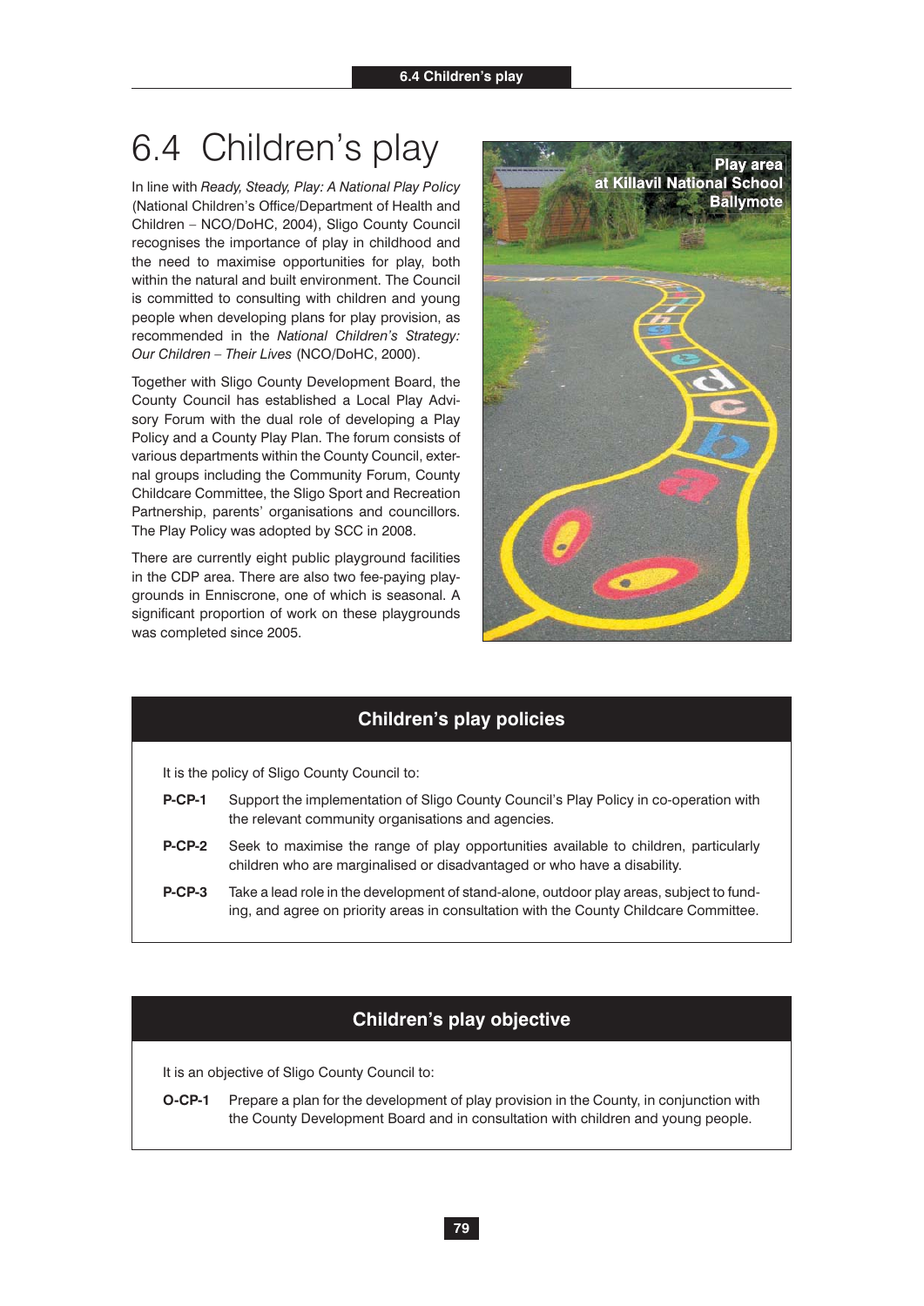# 6.4 Children's play

In line with *Ready, Steady, Play: A National Play Policy* (National Children's Office/Department of Health and Children – NCO/DoHC, 2004), Sligo County Council recognises the importance of play in childhood and the need to maximise opportunities for play, both within the natural and built environment. The Council is committed to consulting with children and young people when developing plans for play provision, as recommended in the *National Children's Strategy: Our Children – Their Lives* (NCO/DoHC, 2000).

Together with Sligo County Development Board, the County Council has established a Local Play Advisory Forum with the dual role of developing a Play Policy and a County Play Plan. The forum consists of various departments within the County Council, external groups including the Community Forum, County Childcare Committee, the Sligo Sport and Recreation Partnership, parents' organisations and councillors. The Play Policy was adopted by SCC in 2008.

There are currently eight public playground facilities in the CDP area. There are also two fee-paying playgrounds in Enniscrone, one of which is seasonal. A significant proportion of work on these playgrounds was completed since 2005.

Play area at Killavil National School Ballymote

## Children's play policies

It is the policy of Sligo County Council to:

**P-CP-1** Support the implementation of Sligo County Council's Play Policy in co-operation with the relevant community organisations and agencies.

**P-CP-2** Seek to maximise the range of play opportunities available to children, particularly children who are marginalised or disadvantaged or who have a disability.

**P-CP-3** Take a lead role in the development of stand-alone, outdoor play areas, subject to funding, and agree on priority areas in consultation with the County Childcare Committee.

## Children's play objective

It is an objective of Sligo County Council to:

**O-CP-1** Prepare a plan for the development of play provision in the County, in conjunction with the County Development Board and in consultation with children and young people.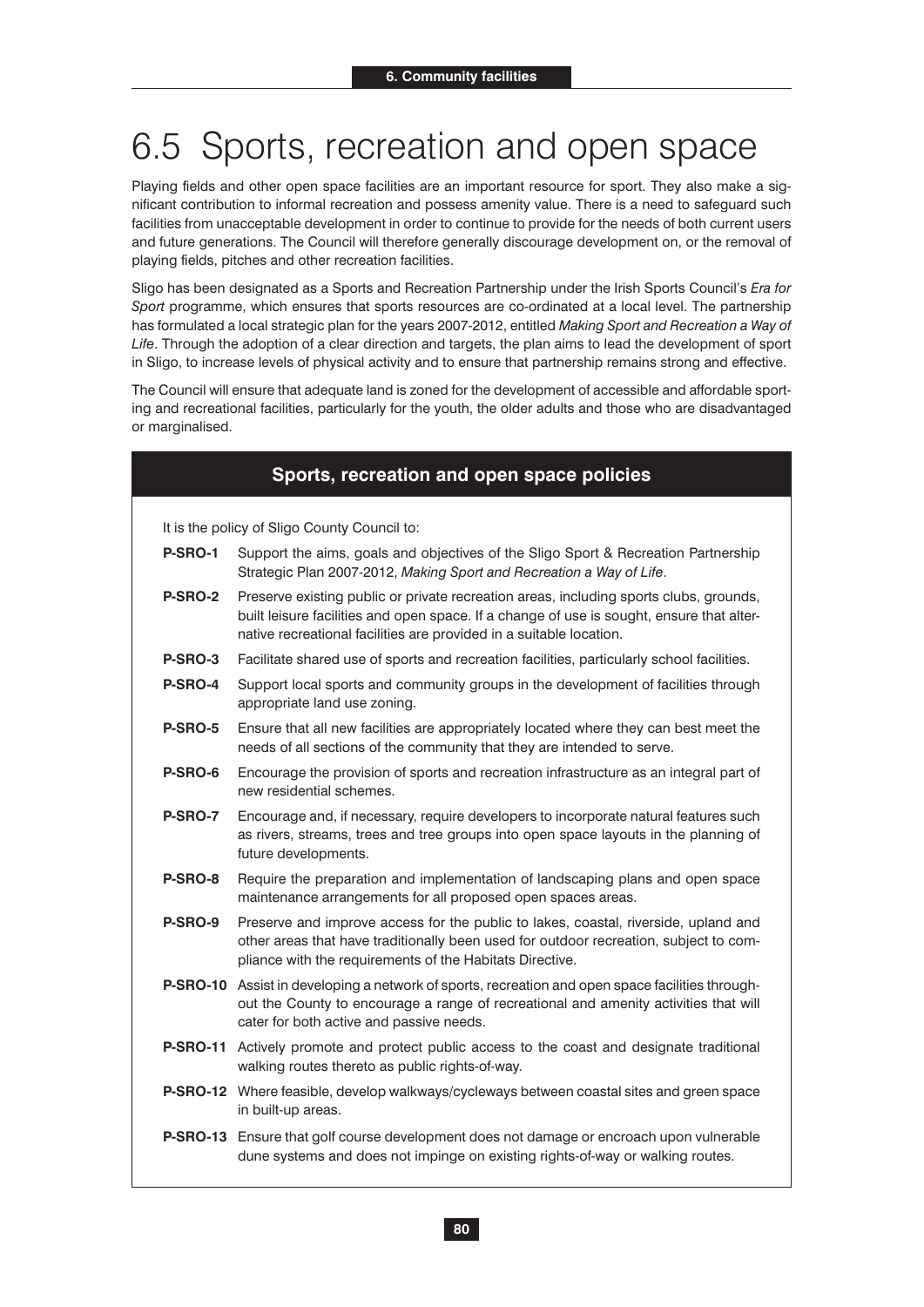# 6.5 Sports, recreation and open space

Playing fields and other open space facilities are an important resource for sport. They also make a significant contribution to informal recreation and possess amenity value. There is a need to safeguard such facilities from unacceptable development in order to continue to provide for the needs of both current users and future generations. The Council will therefore generally discourage development on, or the removal of playing fields, pitches and other recreation facilities.

Sligo has been designated as a Sports and Recreation Partnership under the Irish Sports Council's *Era for Sport* programme, which ensures that sports resources are co-ordinated at a local level. The partnership has formulated a local strategic plan for the years 2007-2012, entitled *Making Sport and Recreation a Way of Life*. Through the adoption of a clear direction and targets, the plan aims to lead the development of sport in Sligo, to increase levels of physical activity and to ensure that partnership remains strong and effective.

The Council will ensure that adequate land is zoned for the development of accessible and affordable sporting and recreational facilities, particularly for the youth, the older adults and those who are disadvantaged or marginalised.

## Sports, recreation and open space policies

It is the policy of Sligo County Council to:

**P-SRO-1** Support the aims, goals and objectives of the Sligo Sport & Recreation Partnership Strategic Plan 2007-2012, *Making Sport and Recreation a Way of Life*.

**P-SRO-2** Preserve existing public or private recreation areas, including sports clubs, grounds, built leisure facilities and open space. If a change of use is sought, ensure that alternative recreational facilities are provided in a suitable location.

**P-SRO-3** Facilitate shared use of sports and recreation facilities, particularly school facilities.

**P-SRO-4** Support local sports and community groups in the development of facilities through appropriate land use zoning.

**P-SRO-5** Ensure that all new facilities are appropriately located where they can best meet the needs of all sections of the community that they are intended to serve.

**P-SRO-6** Encourage the provision of sports and recreation infrastructure as an integral part of new residential schemes.

**P-SRO-7** Encourage and, if necessary, require developers to incorporate natural features such as rivers, streams, trees and tree groups into open space layouts in the planning of future developments.

**P-SRO-8** Require the preparation and implementation of landscaping plans and open space maintenance arrangements for all proposed open spaces areas.

**P-SRO-9** Preserve and improve access for the public to lakes, coastal, riverside, upland and other areas that have traditionally been used for outdoor recreation, subject to compliance with the requirements of the Habitats Directive.

**P-SRO-10** Assist in developing a network of sports, recreation and open space facilities throughout the County to encourage a range of recreational and amenity activities that will cater for both active and passive needs.

**P-SRO-11** Actively promote and protect public access to the coast and designate traditional walking routes thereto as public rights-of-way.

**P-SRO-12** Where feasible, develop walkways/cycleways between coastal sites and green space in built-up areas.

**P-SRO-13** Ensure that golf course development does not damage or encroach upon vulnerable dune systems and does not impinge on existing rights-of-way or walking routes.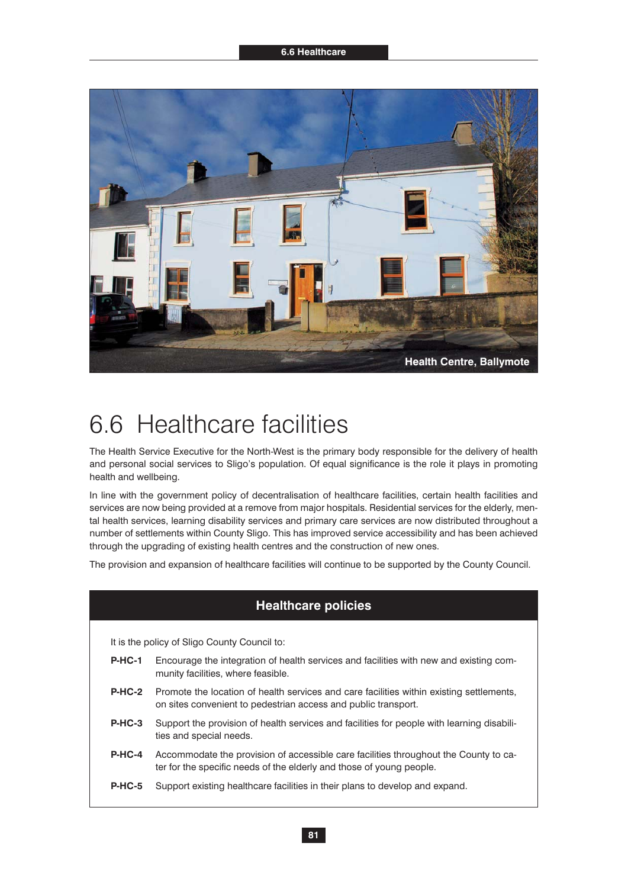Health Centre, Ballymote

# 6.6 Healthcare facilities

The Health Service Executive for the North-West is the primary body responsible for the delivery of health and personal social services to Sligo's population. Of equal significance is the role it plays in promoting health and wellbeing.

In line with the government policy of decentralisation of healthcare facilities, certain health facilities and services are now being provided at a remove from major hospitals. Residential services for the elderly, mental health services, learning disability services and primary care services are now distributed throughout a number of settlements within County Sligo. This has improved service accessibility and has been achieved through the upgrading of existing health centres and the construction of new ones.

The provision and expansion of healthcare facilities will continue to be supported by the County Council.

## Healthcare policies

It is the policy of Sligo County Council to:

**P-HC-1** Encourage the integration of health services and facilities with new and existing community facilities, where feasible.

**P-HC-2** Promote the location of health services and care facilities within existing settlements, on sites convenient to pedestrian access and public transport.

**P-HC-3** Support the provision of health services and facilities for people with learning disabilities and special needs.

**P-HC-4** Accommodate the provision of accessible care facilities throughout the County to cater for the specific needs of the elderly and those of young people.

**P-HC-5** Support existing healthcare facilities in their plans to develop and expand.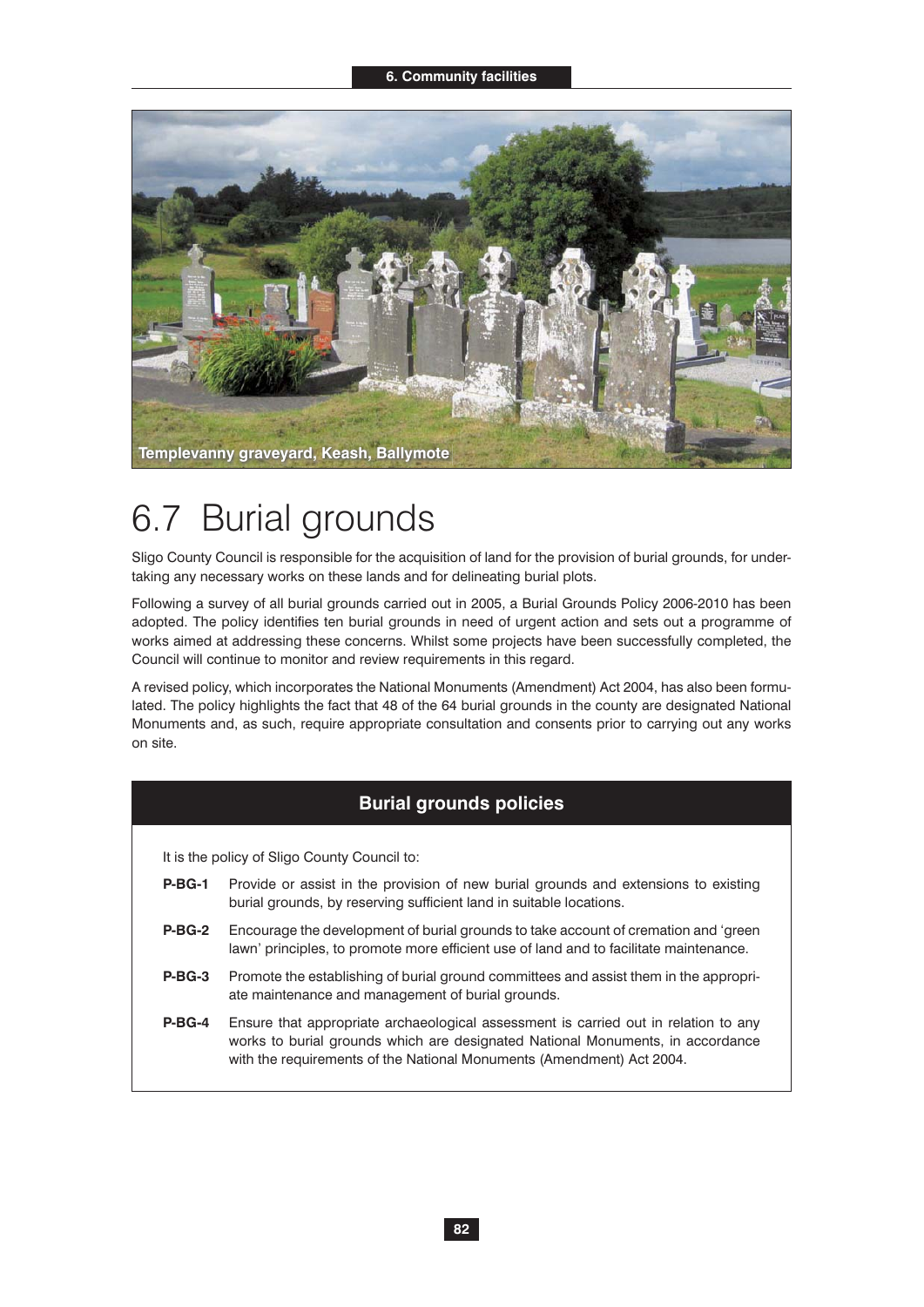Templevanny graveyard, Keash, Ballymote

## 6.7 Burial grounds

Sligo County Council is responsible for the acquisition of land for the provision of burial grounds, for undertaking any necessary works on these lands and for delineating burial plots.

Following a survey of all burial grounds carried out in 2005, a Burial Grounds Policy 2006-2010 has been adopted. The policy identifies ten burial grounds in need of urgent action and sets out a programme of works aimed at addressing these concerns. Whilst some projects have been successfully completed, the Council will continue to monitor and review requirements in this regard.

A revised policy, which incorporates the National Monuments (Amendment) Act 2004, has also been formulated. The policy highlights the fact that 48 of the 64 burial grounds in the county are designated National Monuments and, as such, require appropriate consultation and consents prior to carrying out any works on site.

### Burial grounds policies

It is the policy of Sligo County Council to:

**P-BG-1** Provide or assist in the provision of new burial grounds and extensions to existing burial grounds, by reserving sufficient land in suitable locations.

**P-BG-2** Encourage the development of burial grounds to take account of cremation and 'green lawn' principles, to promote more efficient use of land and to facilitate maintenance.

**P-BG-3** Promote the establishing of burial ground committees and assist them in the appropriate maintenance and management of burial grounds.

**P-BG-4** Ensure that appropriate archaeological assessment is carried out in relation to any works to burial grounds which are designated National Monuments, in accordance with the requirements of the National Monuments (Amendment) Act 2004.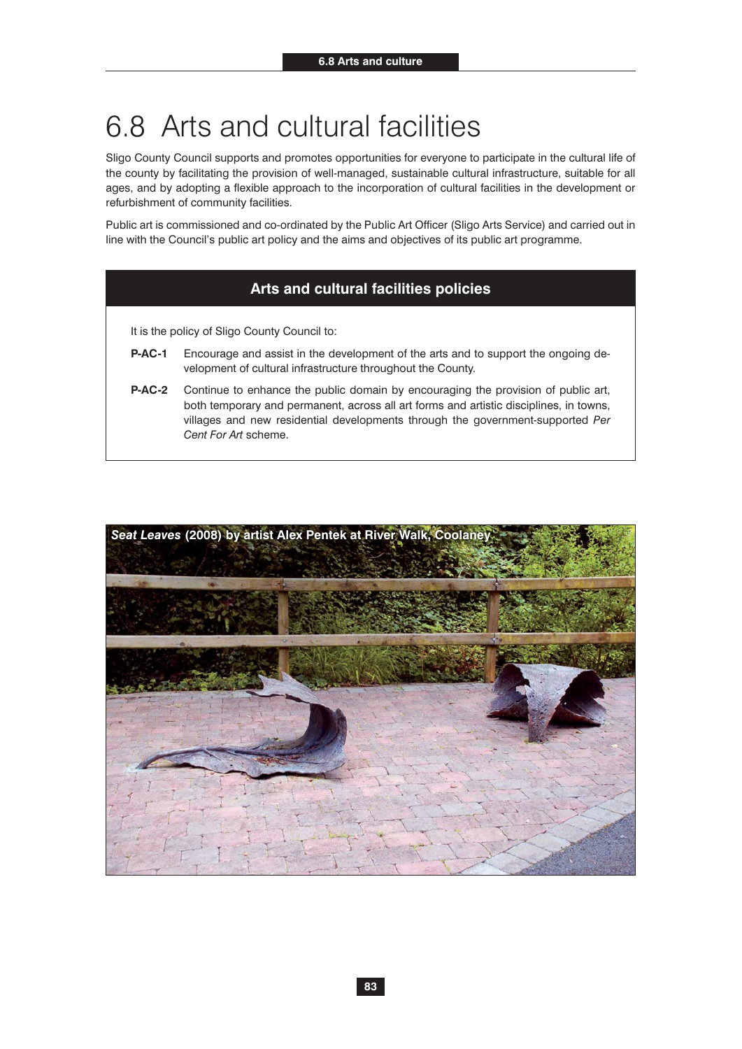# 6.8 Arts and cultural facilities

Sligo County Council supports and promotes opportunities for everyone to participate in the cultural life of the county by facilitating the provision of well-managed, sustainable cultural infrastructure, suitable for all ages, and by adopting a flexible approach to the incorporation of cultural facilities in the development or refurbishment of community facilities.

Public art is commissioned and co-ordinated by the Public Art Officer (Sligo Arts Service) and carried out in line with the Council's public art policy and the aims and objectives of its public art programme.

## Arts and cultural facilities policies

It is the policy of Sligo County Council to:

**P-AC-1** Encourage and assist in the development of the arts and to support the ongoing development of cultural infrastructure throughout the County.

**P-AC-2** Continue to enhance the public domain by encouraging the provision of public art, both temporary and permanent, across all art forms and artistic disciplines, in towns, villages and new residential developments through the government-supported *Per Cent For Art* scheme.

***Seat Leaves*** **(2008) by artist Alex Pentek at River Walk, Coolaney**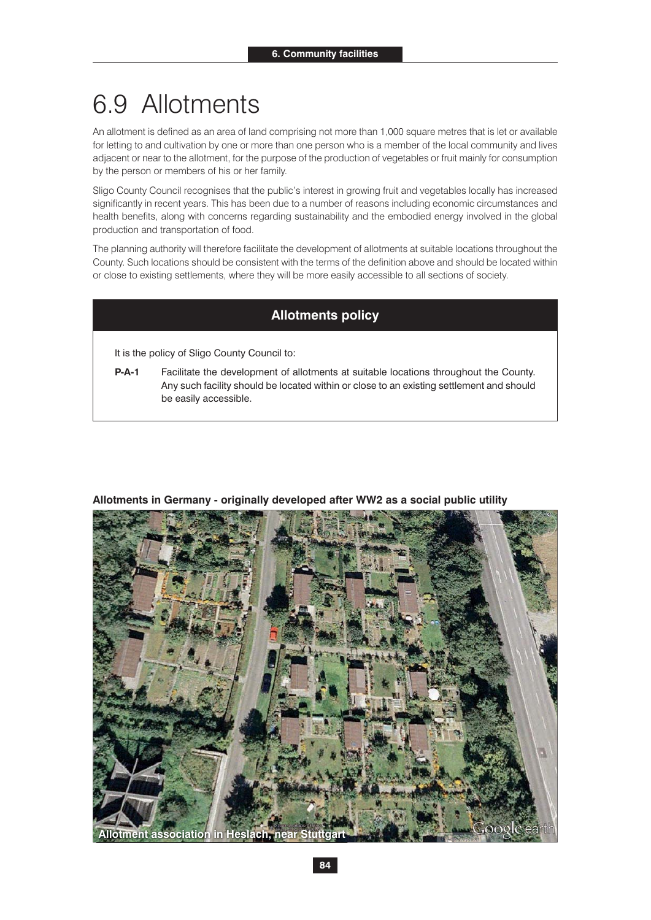# 6.9 Allotments

An allotment is defined as an area of land comprising not more than 1,000 square metres that is let or available for letting to and cultivation by one or more than one person who is a member of the local community and lives adjacent or near to the allotment, for the purpose of the production of vegetables or fruit mainly for consumption by the person or members of his or her family.

Sligo County Council recognises that the public's interest in growing fruit and vegetables locally has increased significantly in recent years. This has been due to a number of reasons including economic circumstances and health benefits, along with concerns regarding sustainability and the embodied energy involved in the global production and transportation of food.

The planning authority will therefore facilitate the development of allotments at suitable locations throughout the County. Such locations should be consistent with the terms of the definition above and should be located within or close to existing settlements, where they will be more easily accessible to all sections of society.

## Allotments policy

It is the policy of Sligo County Council to:

**P-A-1** Facilitate the development of allotments at suitable locations throughout the County. Any such facility should be located within or close to an existing settlement and should be easily accessible.

**Allotments in Germany - originally developed after WW2 as a social public utility**

Allotment association in Heslach, near Stuttgart